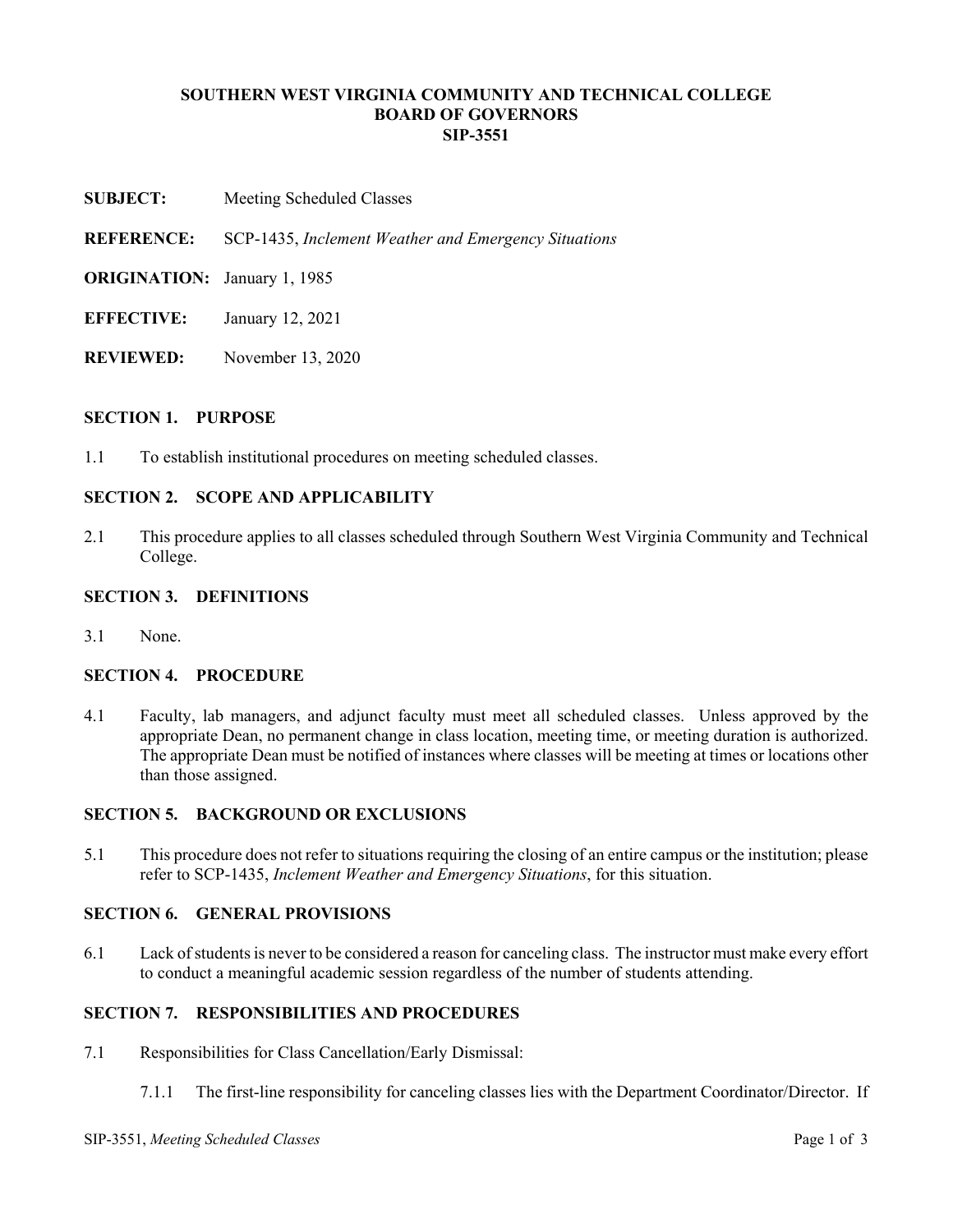**SOUTHERN WEST VIRGINIA COMMUNITY AND TECHNICAL COLLEGE**
**BOARD OF GOVERNORS**
**SIP-3551**

**SUBJECT:** Meeting Scheduled Classes

**REFERENCE:** SCP-1435, *Inclement Weather and Emergency Situations*

**ORIGINATION:** January 1, 1985

**EFFECTIVE:** January 12, 2021

**REVIEWED:** November 13, 2020

## SECTION 1. PURPOSE

1.1 To establish institutional procedures on meeting scheduled classes.

## SECTION 2. SCOPE AND APPLICABILITY

2.1 This procedure applies to all classes scheduled through Southern West Virginia Community and Technical College.

## SECTION 3. DEFINITIONS

3.1 None.

## SECTION 4. PROCEDURE

4.1 Faculty, lab managers, and adjunct faculty must meet all scheduled classes. Unless approved by the appropriate Dean, no permanent change in class location, meeting time, or meeting duration is authorized. The appropriate Dean must be notified of instances where classes will be meeting at times or locations other than those assigned.

## SECTION 5. BACKGROUND OR EXCLUSIONS

5.1 This procedure does not refer to situations requiring the closing of an entire campus or the institution; please refer to SCP-1435, *Inclement Weather and Emergency Situations*, for this situation.

## SECTION 6. GENERAL PROVISIONS

6.1 Lack of students is never to be considered a reason for canceling class. The instructor must make every effort to conduct a meaningful academic session regardless of the number of students attending.

## SECTION 7. RESPONSIBILITIES AND PROCEDURES

7.1 Responsibilities for Class Cancellation/Early Dismissal:

7.1.1 The first-line responsibility for canceling classes lies with the Department Coordinator/Director. If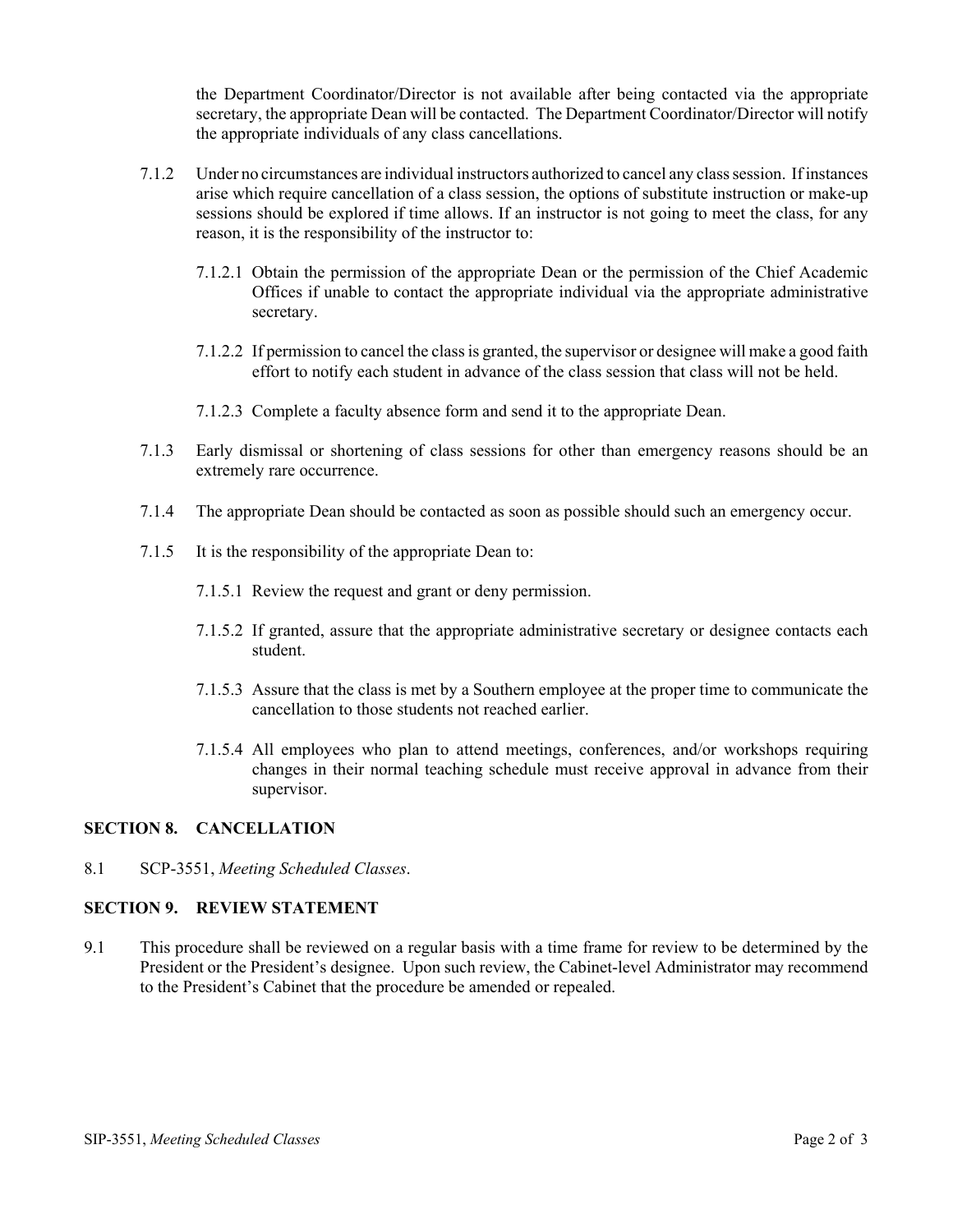the Department Coordinator/Director is not available after being contacted via the appropriate secretary, the appropriate Dean will be contacted. The Department Coordinator/Director will notify the appropriate individuals of any class cancellations.

7.1.2 Under no circumstances are individual instructors authorized to cancel any class session. If instances arise which require cancellation of a class session, the options of substitute instruction or make-up sessions should be explored if time allows. If an instructor is not going to meet the class, for any reason, it is the responsibility of the instructor to:

7.1.2.1 Obtain the permission of the appropriate Dean or the permission of the Chief Academic Offices if unable to contact the appropriate individual via the appropriate administrative secretary.

7.1.2.2 If permission to cancel the class is granted, the supervisor or designee will make a good faith effort to notify each student in advance of the class session that class will not be held.

7.1.2.3 Complete a faculty absence form and send it to the appropriate Dean.

7.1.3 Early dismissal or shortening of class sessions for other than emergency reasons should be an extremely rare occurrence.

7.1.4 The appropriate Dean should be contacted as soon as possible should such an emergency occur.

7.1.5 It is the responsibility of the appropriate Dean to:

7.1.5.1 Review the request and grant or deny permission.

7.1.5.2 If granted, assure that the appropriate administrative secretary or designee contacts each student.

7.1.5.3 Assure that the class is met by a Southern employee at the proper time to communicate the cancellation to those students not reached earlier.

7.1.5.4 All employees who plan to attend meetings, conferences, and/or workshops requiring changes in their normal teaching schedule must receive approval in advance from their supervisor.

## SECTION 8. CANCELLATION

8.1 SCP-3551, *Meeting Scheduled Classes*.

## SECTION 9. REVIEW STATEMENT

9.1 This procedure shall be reviewed on a regular basis with a time frame for review to be determined by the President or the President's designee. Upon such review, the Cabinet-level Administrator may recommend to the President's Cabinet that the procedure be amended or repealed.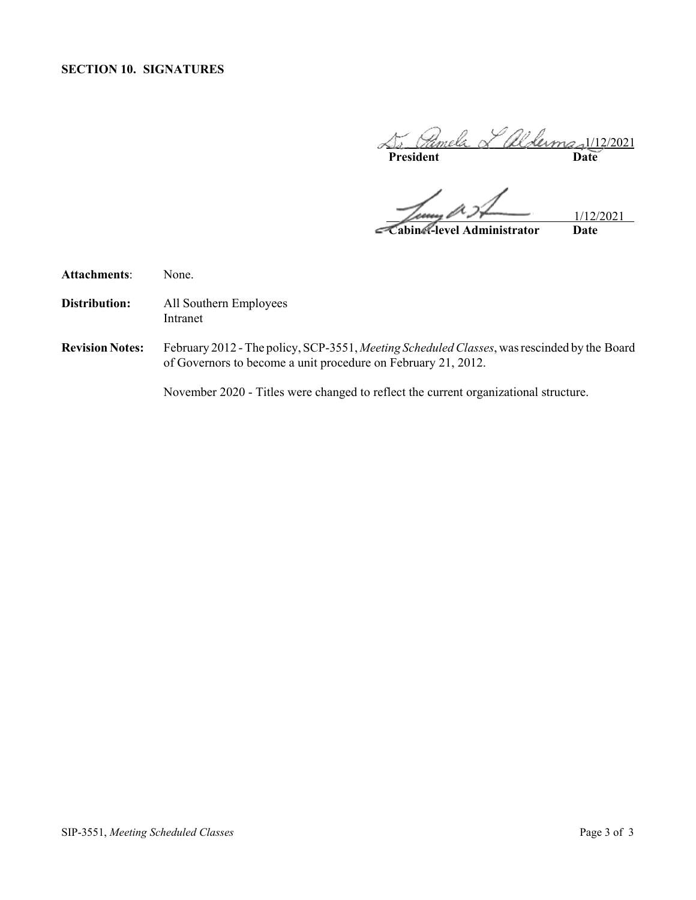## SECTION 10. SIGNATURES

Dr. Pamela L. Alderman 1/12/2021
**President** **Date**

1/12/2021
**Cabinet-level Administrator** **Date**

**Attachments**: None.

**Distribution:** All Southern Employees
Intranet

**Revision Notes:** February 2012 - The policy, SCP-3551, *Meeting Scheduled Classes*, was rescinded by the Board of Governors to become a unit procedure on February 21, 2012.

November 2020 - Titles were changed to reflect the current organizational structure.